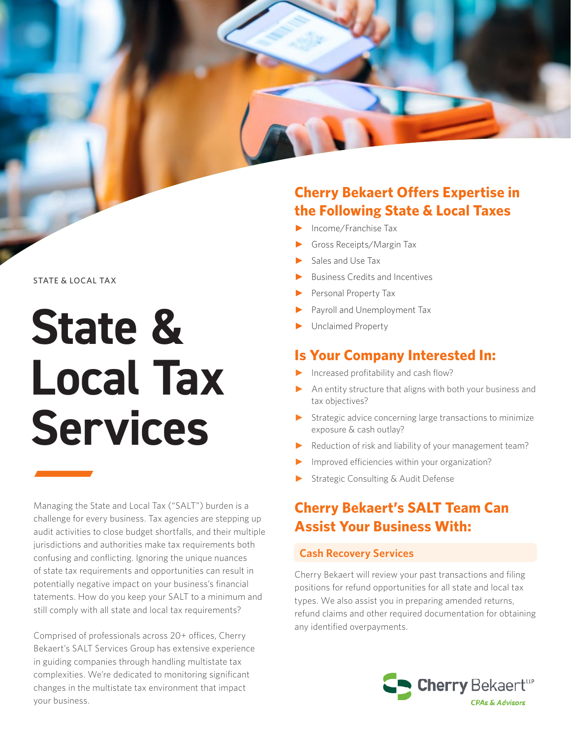STATE & LOCAL TAX

# State & Local Tax Services

Managing the State and Local Tax ("SALT") burden is a challenge for every business. Tax agencies are stepping up audit activities to close budget shortfalls, and their multiple jurisdictions and authorities make tax requirements both confusing and conflicting. Ignoring the unique nuances of state tax requirements and opportunities can result in potentially negative impact on your business's financial tatements. How do you keep your SALT to a minimum and still comply with all state and local tax requirements?

Comprised of professionals across 20+ offices, Cherry Bekaert's SALT Services Group has extensive experience in guiding companies through handling multistate tax complexities. We're dedicated to monitoring significant changes in the multistate tax environment that impact your business.

## Cherry Bekaert Offers Expertise in the Following State & Local Taxes

- Income/Franchise Tax
- Gross Receipts/Margin Tax
- Sales and Use Tax
- Business Credits and Incentives
- Personal Property Tax
- Payroll and Unemployment Tax
- Unclaimed Property

## Is Your Company Interested In:

- Increased profitability and cash flow?
- An entity structure that aligns with both your business and tax objectives?
- Strategic advice concerning large transactions to minimize exposure & cash outlay?
- Reduction of risk and liability of your management team?
- Improved efficiencies within your organization?
- Strategic Consulting & Audit Defense

## Cherry Bekaert's SALT Team Can Assist Your Business With:

### Cash Recovery Services

Cherry Bekaert will review your past transactions and filing positions for refund opportunities for all state and local tax types. We also assist you in preparing amended returns, refund claims and other required documentation for obtaining any identified overpayments.

Cherry Bekaert LLP
CPAs & Advisors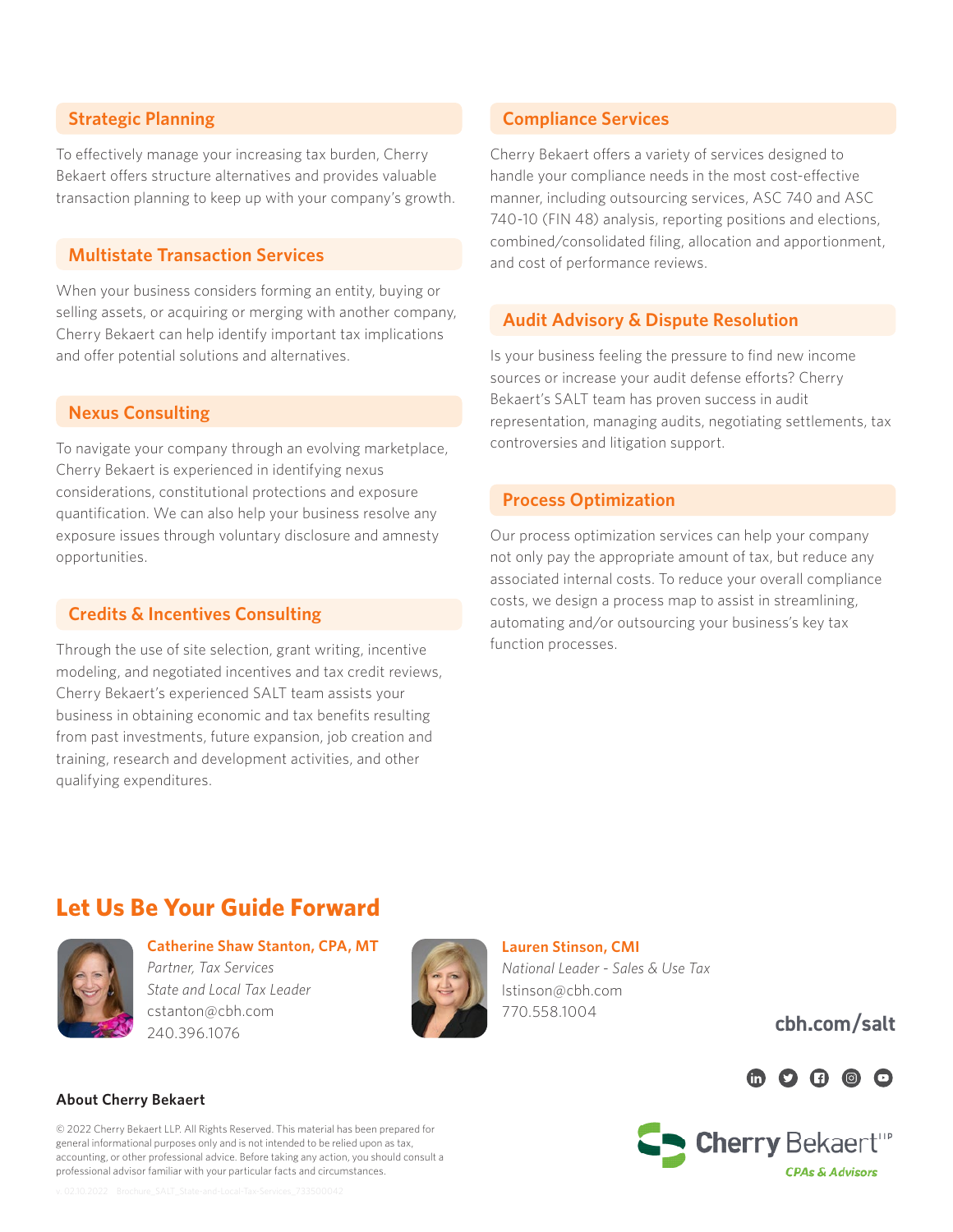## Strategic Planning

To effectively manage your increasing tax burden, Cherry Bekaert offers structure alternatives and provides valuable transaction planning to keep up with your company's growth.

## Multistate Transaction Services

When your business considers forming an entity, buying or selling assets, or acquiring or merging with another company, Cherry Bekaert can help identify important tax implications and offer potential solutions and alternatives.

## Nexus Consulting

To navigate your company through an evolving marketplace, Cherry Bekaert is experienced in identifying nexus considerations, constitutional protections and exposure quantification. We can also help your business resolve any exposure issues through voluntary disclosure and amnesty opportunities.

## Credits & Incentives Consulting

Through the use of site selection, grant writing, incentive modeling, and negotiated incentives and tax credit reviews, Cherry Bekaert's experienced SALT team assists your business in obtaining economic and tax benefits resulting from past investments, future expansion, job creation and training, research and development activities, and other qualifying expenditures.

## Compliance Services

Cherry Bekaert offers a variety of services designed to handle your compliance needs in the most cost-effective manner, including outsourcing services, ASC 740 and ASC 740-10 (FIN 48) analysis, reporting positions and elections, combined/consolidated filing, allocation and apportionment, and cost of performance reviews.

## Audit Advisory & Dispute Resolution

Is your business feeling the pressure to find new income sources or increase your audit defense efforts? Cherry Bekaert's SALT team has proven success in audit representation, managing audits, negotiating settlements, tax controversies and litigation support.

## Process Optimization

Our process optimization services can help your company not only pay the appropriate amount of tax, but reduce any associated internal costs. To reduce your overall compliance costs, we design a process map to assist in streamlining, automating and/or outsourcing your business's key tax function processes.

# Let Us Be Your Guide Forward

**Catherine Shaw Stanton, CPA, MT**
*Partner, Tax Services*
*State and Local Tax Leader*
cstanton@cbh.com
240.396.1076

**Lauren Stinson, CMI**
*National Leader - Sales & Use Tax*
lstinson@cbh.com
770.558.1004

**cbh.com/salt**

**About Cherry Bekaert**

© 2022 Cherry Bekaert LLP. All Rights Reserved. This material has been prepared for general informational purposes only and is not intended to be relied upon as tax, accounting, or other professional advice. Before taking any action, you should consult a professional advisor familiar with your particular facts and circumstances.

v. 02.10.2022 Brochure_SALT_State-and-Local-Tax-Services_733500042

Cherry Bekaert LLP
CPAs & Advisors